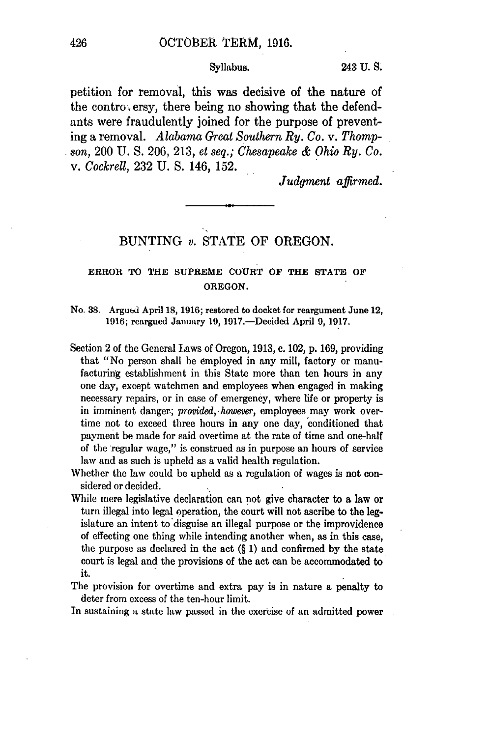petition for removal, this was decisive of the nature of the controversy, there being no showing that the defendants were fraudulently joined for the purpose of preventing a removal. *Alabama Great Southern Ry. Co.* v. *Thompson*, 200 U. S. 206, 213, *et seq.*; *Chesapeake & Ohio Ry. Co.* v. *Cockrell*, 232 U. S. 146, 152.

*Judgment affirmed.*

---

## BUNTING *v.* STATE OF OREGON.

### ERROR TO THE SUPREME COURT OF THE STATE OF OREGON.

No. 38. Argued April 18, 1916; restored to docket for reargument June 12, 1916; reargued January 19, 1917.—Decided April 9, 1917.

Section 2 of the General Laws of Oregon, 1913, c. 102, p. 169, providing that "No person shall be employed in any mill, factory or manufacturing establishment in this State more than ten hours in any one day, except watchmen and employees when engaged in making necessary repairs, or in case of emergency, where life or property is in imminent danger; *provided, however*, employees may work overtime not to exceed three hours in any one day, conditioned that payment be made for said overtime at the rate of time and one-half of the regular wage," is construed as in purpose an hours of service law and as such is upheld as a valid health regulation.

Whether the law could be upheld as a regulation of wages is not considered or decided.

While mere legislative declaration can not give character to a law or turn illegal into legal operation, the court will not ascribe to the legislature an intent to disguise an illegal purpose or the improvidence of effecting one thing while intending another when, as in this case, the purpose as declared in the act (§ 1) and confirmed by the state court is legal and the provisions of the act can be accommodated to it.

The provision for overtime and extra pay is in nature a penalty to deter from excess of the ten-hour limit.

In sustaining a state law passed in the exercise of an admitted power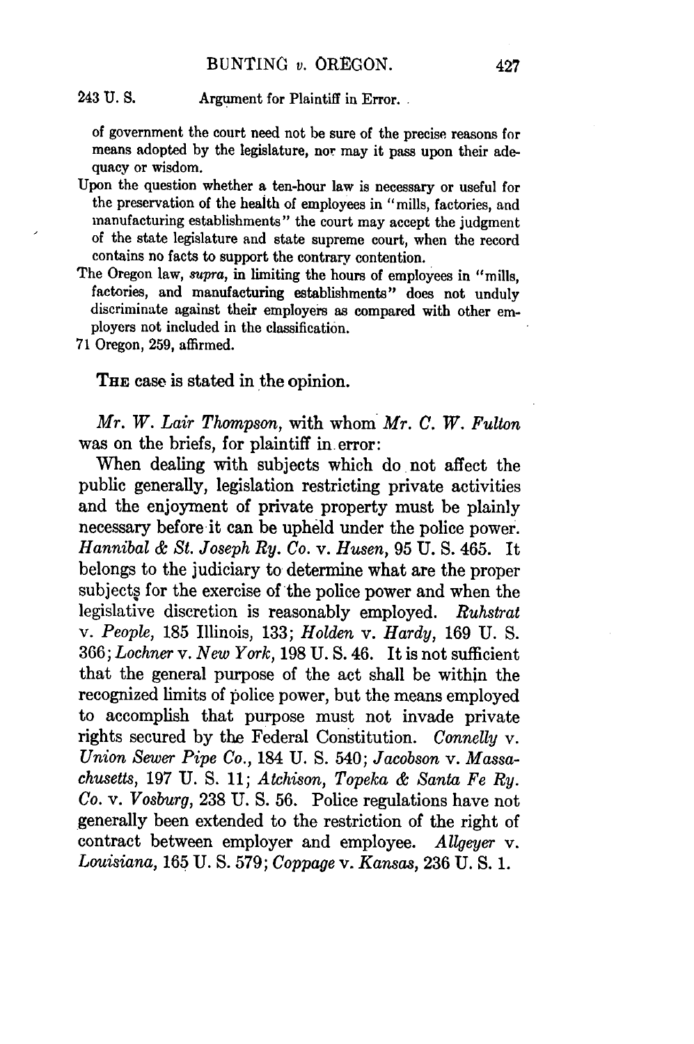of government the court need not be sure of the precise reasons for means adopted by the legislature, nor may it pass upon their adequacy or wisdom.

Upon the question whether a ten-hour law is necessary or useful for the preservation of the health of employees in "mills, factories, and manufacturing establishments" the court may accept the judgment of the state legislature and state supreme court, when the record contains no facts to support the contrary contention.

The Oregon law, *supra*, in limiting the hours of employees in "mills, factories, and manufacturing establishments" does not unduly discriminate against their employers as compared with other employers not included in the classification.

71 Oregon, 259, affirmed.

THE case is stated in the opinion.

*Mr. W. Lair Thompson*, with whom *Mr. C. W. Fulton* was on the briefs, for plaintiff in error:

When dealing with subjects which do not affect the public generally, legislation restricting private activities and the enjoyment of private property must be plainly necessary before it can be upheld under the police power. *Hannibal & St. Joseph Ry. Co.* v. *Husen*, 95 U. S. 465. It belongs to the judiciary to determine what are the proper subjects for the exercise of the police power and when the legislative discretion is reasonably employed. *Ruhstrat* v. *People*, 185 Illinois, 133; *Holden* v. *Hardy*, 169 U. S. 366; *Lochner* v. *New York*, 198 U. S. 46. It is not sufficient that the general purpose of the act shall be within the recognized limits of police power, but the means employed to accomplish that purpose must not invade private rights secured by the Federal Constitution. *Connelly* v. *Union Sewer Pipe Co.*, 184 U. S. 540; *Jacobson* v. *Massachusetts*, 197 U. S. 11; *Atchison, Topeka & Santa Fe Ry. Co.* v. *Vosburg*, 238 U. S. 56. Police regulations have not generally been extended to the restriction of the right of contract between employer and employee. *Allgeyer* v. *Louisiana*, 165 U. S. 579; *Coppage* v. *Kansas*, 236 U. S. 1.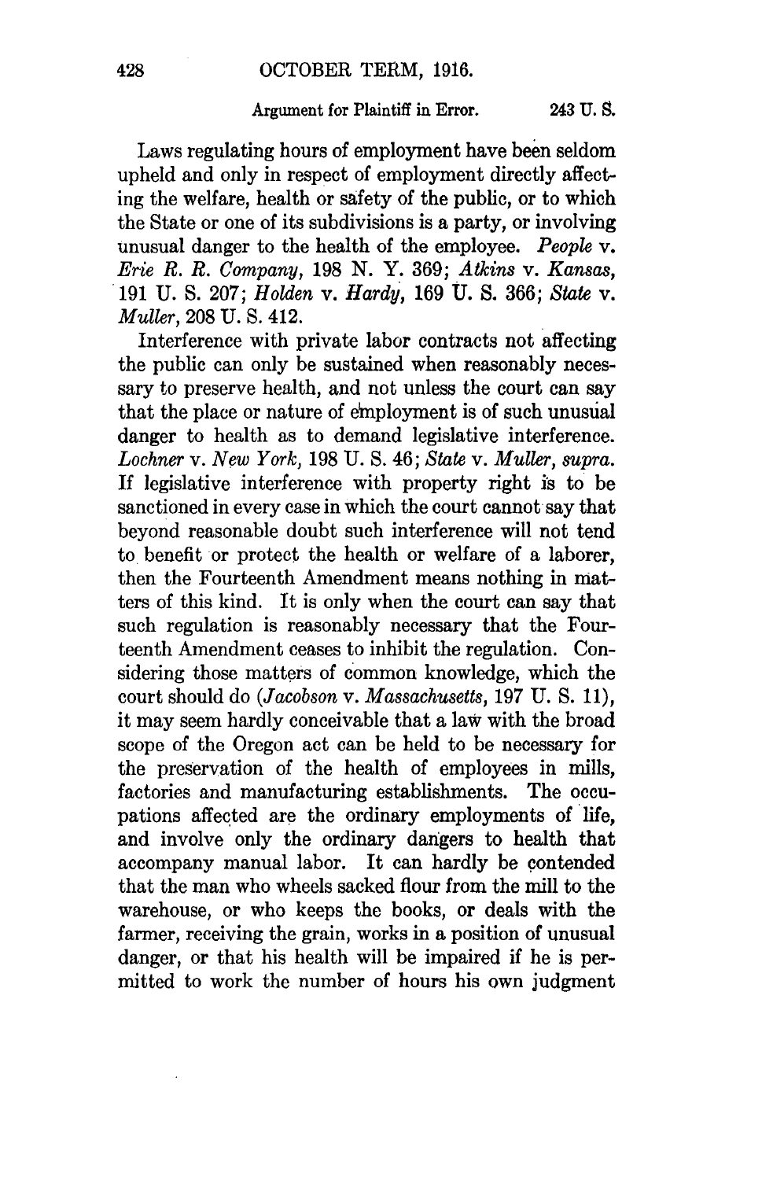Laws regulating hours of employment have been seldom upheld and only in respect of employment directly affecting the welfare, health or safety of the public, or to which the State or one of its subdivisions is a party, or involving unusual danger to the health of the employee. *People* v. *Erie R. R. Company*, 198 N. Y. 369; *Atkins* v. *Kansas*, 191 U. S. 207; *Holden* v. *Hardy*, 169 U. S. 366; *State* v. *Muller*, 208 U. S. 412.

Interference with private labor contracts not affecting the public can only be sustained when reasonably necessary to preserve health, and not unless the court can say that the place or nature of employment is of such unusual danger to health as to demand legislative interference. *Lochner* v. *New York*, 198 U. S. 46; *State* v. *Muller*, *supra*. If legislative interference with property right is to be sanctioned in every case in which the court cannot say that beyond reasonable doubt such interference will not tend to benefit or protect the health or welfare of a laborer, then the Fourteenth Amendment means nothing in matters of this kind. It is only when the court can say that such regulation is reasonably necessary that the Fourteenth Amendment ceases to inhibit the regulation. Considering those matters of common knowledge, which the court should do (*Jacobson* v. *Massachusetts*, 197 U. S. 11), it may seem hardly conceivable that a law with the broad scope of the Oregon act can be held to be necessary for the preservation of the health of employees in mills, factories and manufacturing establishments. The occupations affected are the ordinary employments of life, and involve only the ordinary dangers to health that accompany manual labor. It can hardly be contended that the man who wheels sacked flour from the mill to the warehouse, or who keeps the books, or deals with the farmer, receiving the grain, works in a position of unusual danger, or that his health will be impaired if he is permitted to work the number of hours his own judgment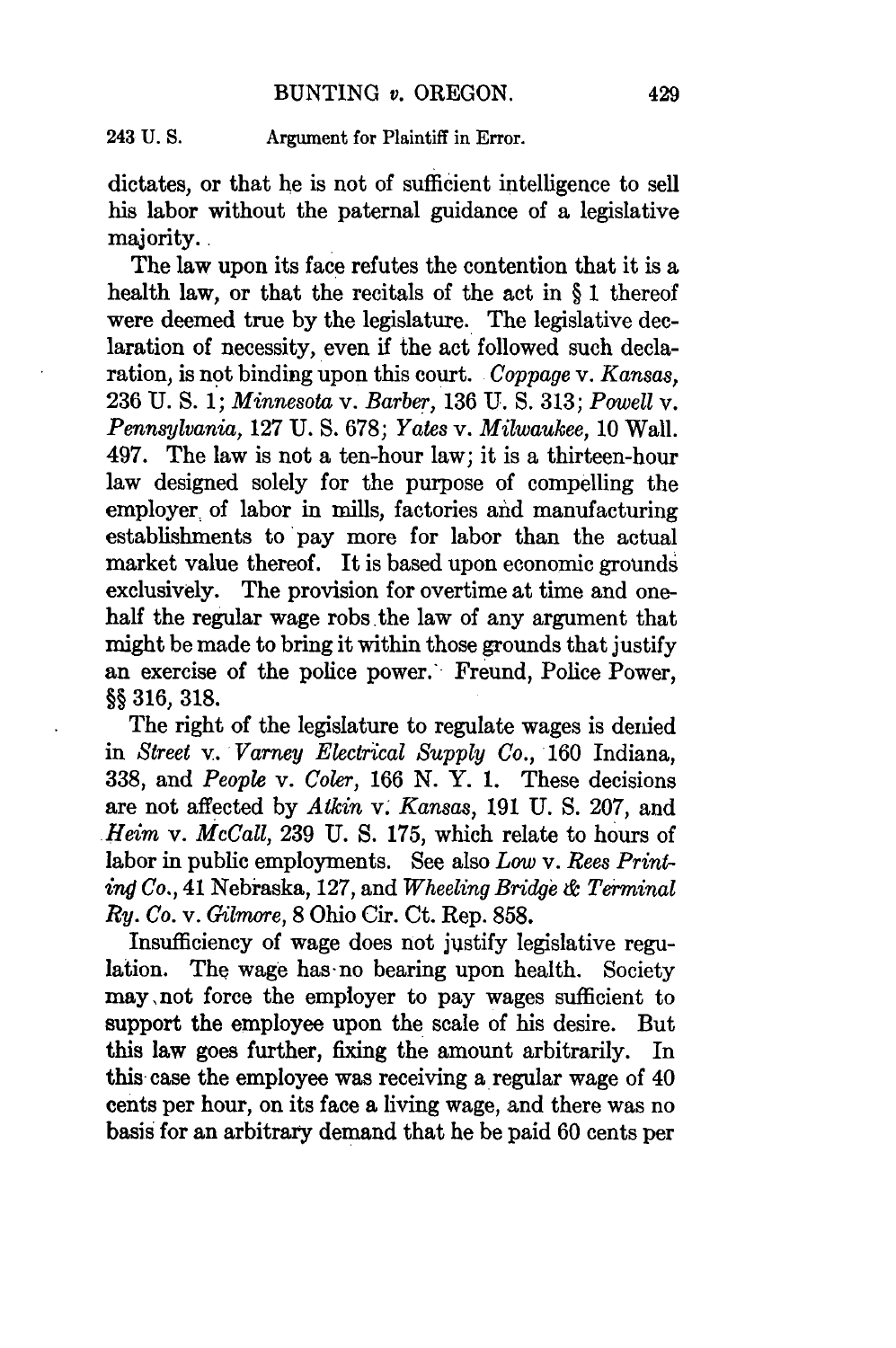dictates, or that he is not of sufficient intelligence to sell his labor without the paternal guidance of a legislative majority.

The law upon its face refutes the contention that it is a health law, or that the recitals of the act in § 1 thereof were deemed true by the legislature. The legislative declaration of necessity, even if the act followed such declaration, is not binding upon this court. *Coppage* v. *Kansas*, 236 U. S. 1; *Minnesota* v. *Barber*, 136 U. S. 313; *Powell* v. *Pennsylvania*, 127 U. S. 678; *Yates* v. *Milwaukee*, 10 Wall. 497. The law is not a ten-hour law; it is a thirteen-hour law designed solely for the purpose of compelling the employer of labor in mills, factories and manufacturing establishments to pay more for labor than the actual market value thereof. It is based upon economic grounds exclusively. The provision for overtime at time and one-half the regular wage robs the law of any argument that might be made to bring it within those grounds that justify an exercise of the police power. Freund, Police Power, §§ 316, 318.

The right of the legislature to regulate wages is denied in *Street* v. *Varney Electrical Supply Co.*, 160 Indiana, 338, and *People* v. *Coler*, 166 N. Y. 1. These decisions are not affected by *Atkin* v. *Kansas*, 191 U. S. 207, and *Heim* v. *McCall*, 239 U. S. 175, which relate to hours of labor in public employments. See also *Low* v. *Rees Printing Co.*, 41 Nebraska, 127, and *Wheeling Bridge & Terminal Ry. Co.* v. *Gilmore*, 8 Ohio Cir. Ct. Rep. 858.

Insufficiency of wage does not justify legislative regulation. The wage has no bearing upon health. Society may not force the employer to pay wages sufficient to support the employee upon the scale of his desire. But this law goes further, fixing the amount arbitrarily. In this case the employee was receiving a regular wage of 40 cents per hour, on its face a living wage, and there was no basis for an arbitrary demand that he be paid 60 cents per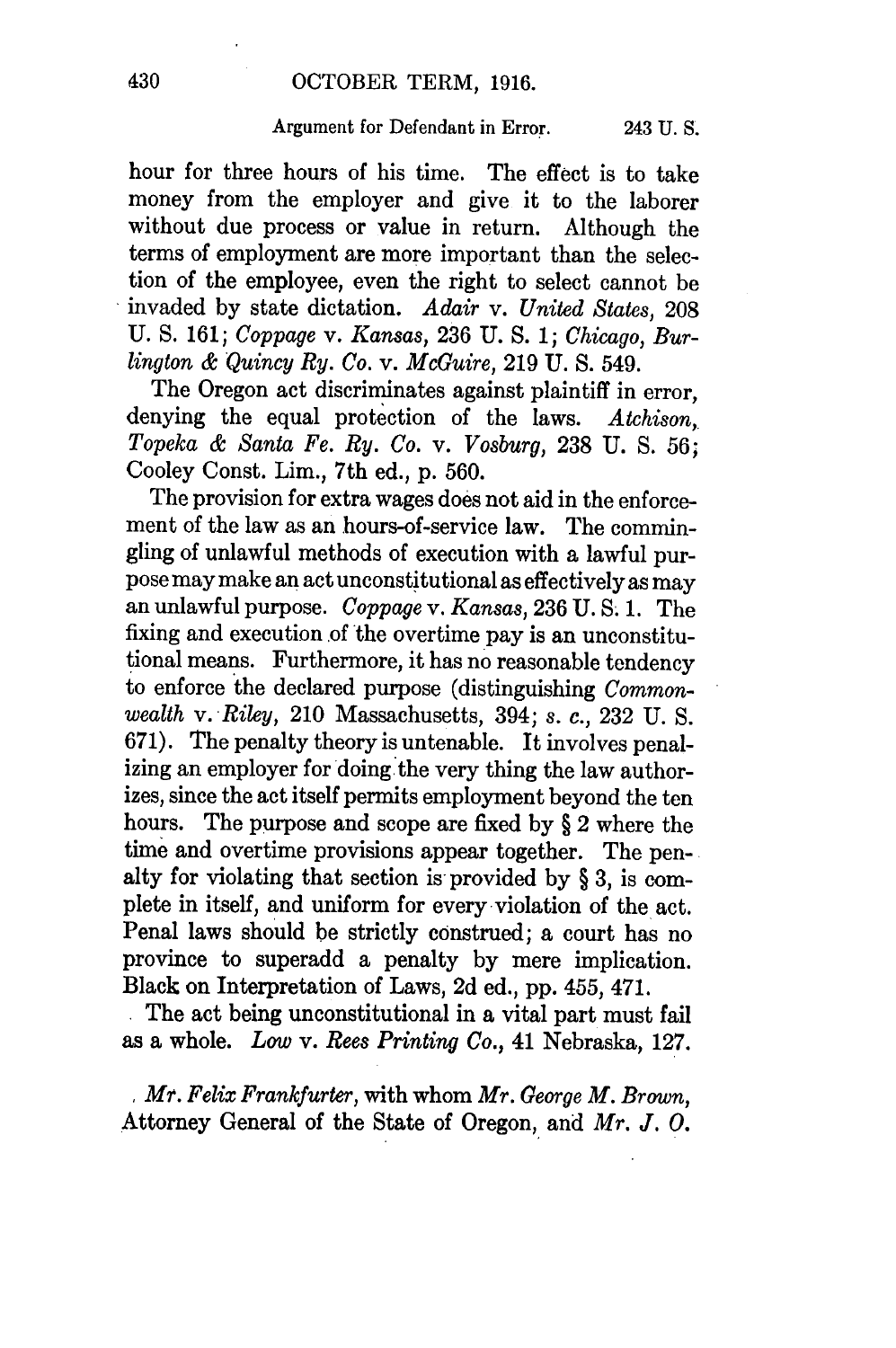hour for three hours of his time. The effect is to take money from the employer and give it to the laborer without due process or value in return. Although the terms of employment are more important than the selection of the employee, even the right to select cannot be invaded by state dictation. *Adair* v. *United States*, 208 U. S. 161; *Coppage* v. *Kansas*, 236 U. S. 1; *Chicago, Burlington & Quincy Ry. Co.* v. *McGuire*, 219 U. S. 549.

The Oregon act discriminates against plaintiff in error, denying the equal protection of the laws. *Atchison, Topeka & Santa Fe. Ry. Co.* v. *Vosburg*, 238 U. S. 56; Cooley Const. Lim., 7th ed., p. 560.

The provision for extra wages does not aid in the enforcement of the law as an hours-of-service law. The commingling of unlawful methods of execution with a lawful purpose may make an act unconstitutional as effectively as may an unlawful purpose. *Coppage* v. *Kansas*, 236 U. S. 1. The fixing and execution of the overtime pay is an unconstitutional means. Furthermore, it has no reasonable tendency to enforce the declared purpose (distinguishing *Commonwealth* v. *Riley*, 210 Massachusetts, 394; *s. c.*, 232 U. S. 671). The penalty theory is untenable. It involves penalizing an employer for doing the very thing the law authorizes, since the act itself permits employment beyond the ten hours. The purpose and scope are fixed by § 2 where the time and overtime provisions appear together. The penalty for violating that section is provided by § 3, is complete in itself, and uniform for every violation of the act. Penal laws should be strictly construed; a court has no province to superadd a penalty by mere implication. Black on Interpretation of Laws, 2d ed., pp. 455, 471.

The act being unconstitutional in a vital part must fail as a whole. *Low* v. *Rees Printing Co.*, 41 Nebraska, 127.

*Mr. Felix Frankfurter*, with whom *Mr. George M. Brown*, Attorney General of the State of Oregon, and *Mr. J. O.*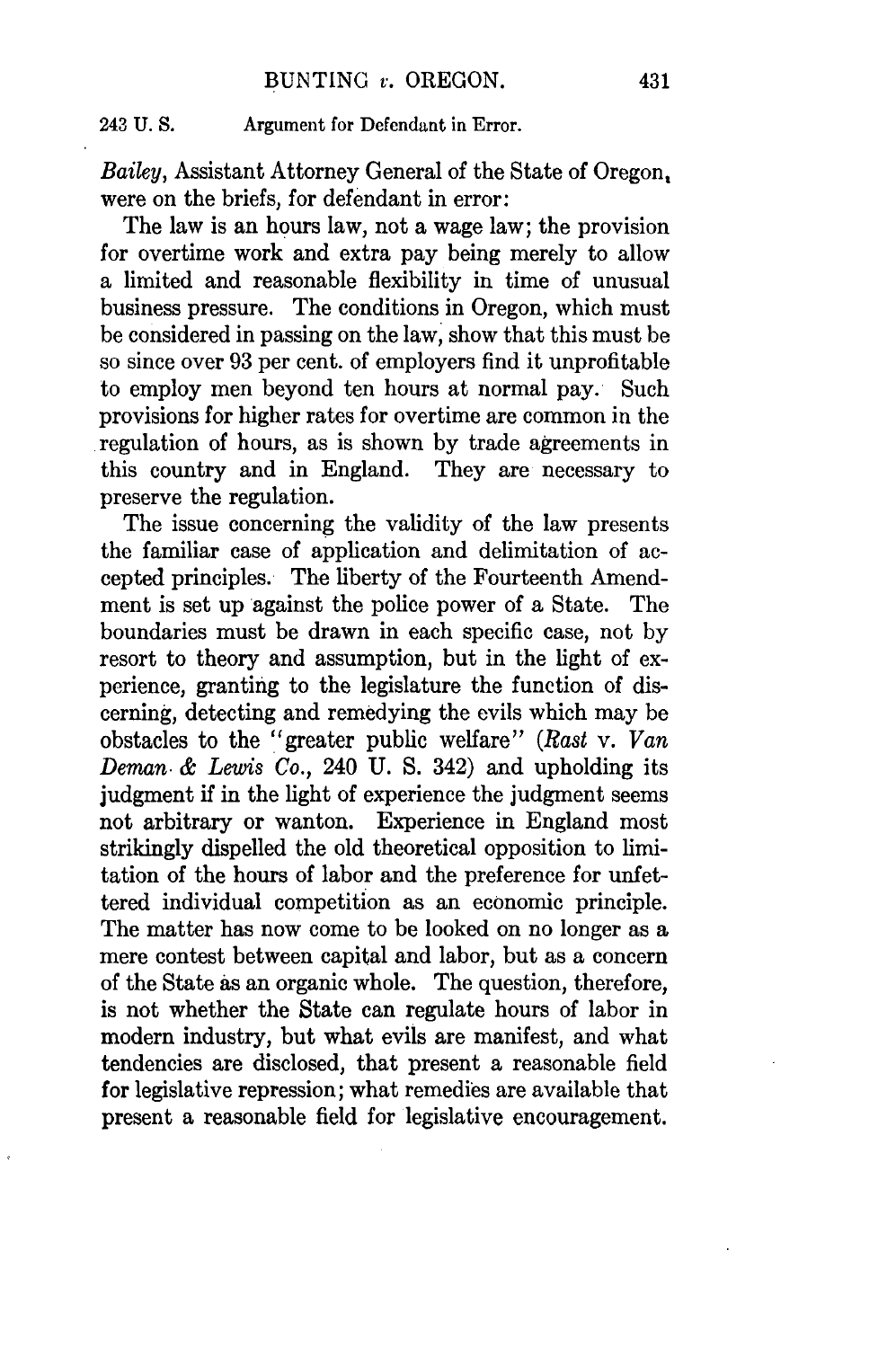*Bailey*, Assistant Attorney General of the State of Oregon, were on the briefs, for defendant in error:

The law is an hours law, not a wage law; the provision for overtime work and extra pay being merely to allow a limited and reasonable flexibility in time of unusual business pressure. The conditions in Oregon, which must be considered in passing on the law, show that this must be so since over 93 per cent. of employers find it unprofitable to employ men beyond ten hours at normal pay. Such provisions for higher rates for overtime are common in the regulation of hours, as is shown by trade agreements in this country and in England. They are necessary to preserve the regulation.

The issue concerning the validity of the law presents the familiar case of application and delimitation of accepted principles. The liberty of the Fourteenth Amendment is set up against the police power of a State. The boundaries must be drawn in each specific case, not by resort to theory and assumption, but in the light of experience, granting to the legislature the function of discerning, detecting and remedying the evils which may be obstacles to the "greater public welfare" (*Rast* v. *Van Deman & Lewis Co.*, 240 U. S. 342) and upholding its judgment if in the light of experience the judgment seems not arbitrary or wanton. Experience in England most strikingly dispelled the old theoretical opposition to limitation of the hours of labor and the preference for unfettered individual competition as an economic principle. The matter has now come to be looked on no longer as a mere contest between capital and labor, but as a concern of the State as an organic whole. The question, therefore, is not whether the State can regulate hours of labor in modern industry, but what evils are manifest, and what tendencies are disclosed, that present a reasonable field for legislative repression; what remedies are available that present a reasonable field for legislative encouragement.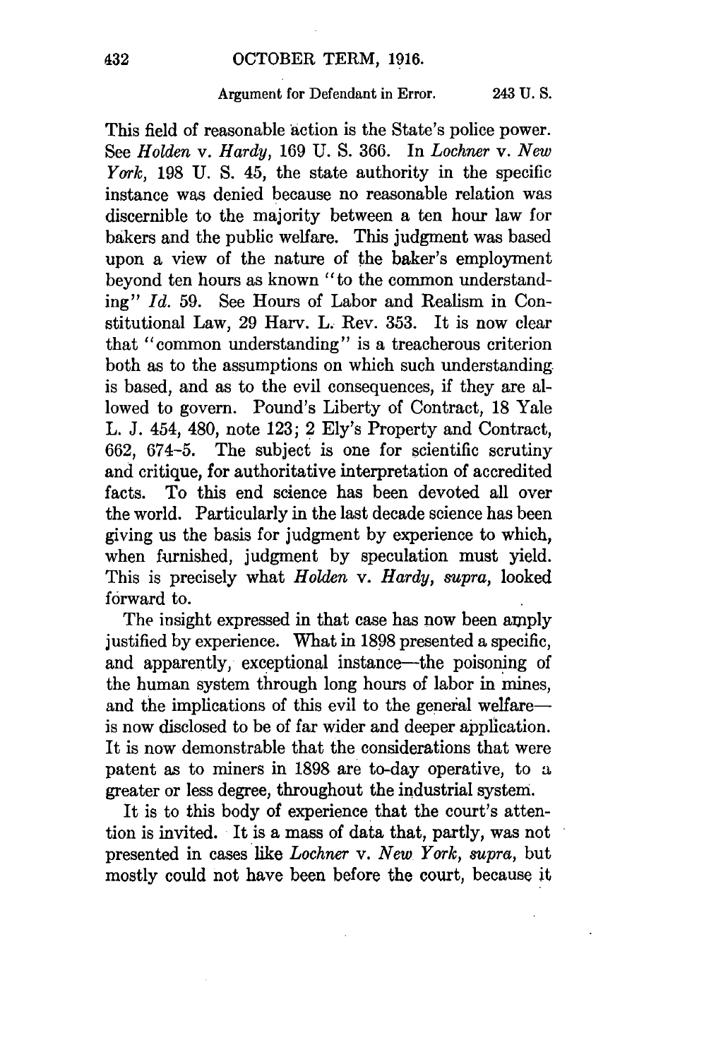This field of reasonable action is the State's police power. See *Holden* v. *Hardy*, 169 U. S. 366. In *Lochner* v. *New York*, 198 U. S. 45, the state authority in the specific instance was denied because no reasonable relation was discernible to the majority between a ten hour law for bakers and the public welfare. This judgment was based upon a view of the nature of the baker's employment beyond ten hours as known "to the common understanding" *Id.* 59. See Hours of Labor and Realism in Constitutional Law, 29 Harv. L. Rev. 353. It is now clear that "common understanding" is a treacherous criterion both as to the assumptions on which such understanding is based, and as to the evil consequences, if they are allowed to govern. Pound's Liberty of Contract, 18 Yale L. J. 454, 480, note 123; 2 Ely's Property and Contract, 662, 674-5. The subject is one for scientific scrutiny and critique, for authoritative interpretation of accredited facts. To this end science has been devoted all over the world. Particularly in the last decade science has been giving us the basis for judgment by experience to which, when furnished, judgment by speculation must yield. This is precisely what *Holden* v. *Hardy*, *supra*, looked forward to.

The insight expressed in that case has now been amply justified by experience. What in 1898 presented a specific, and apparently, exceptional instance—the poisoning of the human system through long hours of labor in mines, and the implications of this evil to the general welfare—is now disclosed to be of far wider and deeper application. It is now demonstrable that the considerations that were patent as to miners in 1898 are to-day operative, to a greater or less degree, throughout the industrial system.

It is to this body of experience that the court's attention is invited. It is a mass of data that, partly, was not presented in cases like *Lochner* v. *New York*, *supra*, but mostly could not have been before the court, because it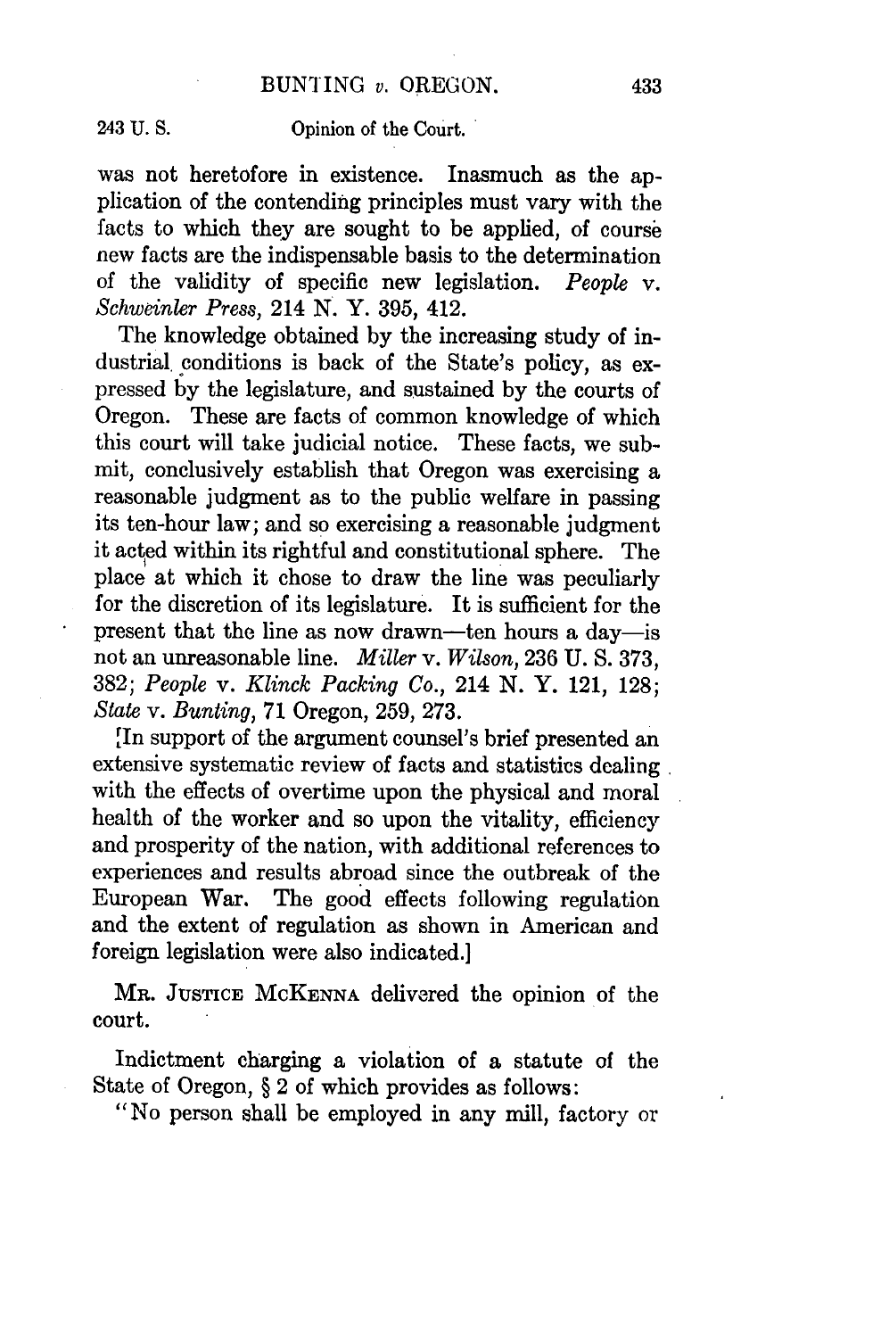was not heretofore in existence. Inasmuch as the application of the contending principles must vary with the facts to which they are sought to be applied, of course new facts are the indispensable basis to the determination of the validity of specific new legislation. *People* v. *Schweinler Press*, 214 N. Y. 395, 412.

The knowledge obtained by the increasing study of industrial conditions is back of the State's policy, as expressed by the legislature, and sustained by the courts of Oregon. These are facts of common knowledge of which this court will take judicial notice. These facts, we submit, conclusively establish that Oregon was exercising a reasonable judgment as to the public welfare in passing its ten-hour law; and so exercising a reasonable judgment it acted within its rightful and constitutional sphere. The place at which it chose to draw the line was peculiarly for the discretion of its legislature. It is sufficient for the present that the line as now drawn—ten hours a day—is not an unreasonable line. *Miller* v. *Wilson*, 236 U. S. 373, 382; *People* v. *Klinck Packing Co.*, 214 N. Y. 121, 128; *State* v. *Bunting*, 71 Oregon, 259, 273.

[In support of the argument counsel's brief presented an extensive systematic review of facts and statistics dealing with the effects of overtime upon the physical and moral health of the worker and so upon the vitality, efficiency and prosperity of the nation, with additional references to experiences and results abroad since the outbreak of the European War. The good effects following regulation and the extent of regulation as shown in American and foreign legislation were also indicated.]

MR. JUSTICE MCKENNA delivered the opinion of the court.

Indictment charging a violation of a statute of the State of Oregon, § 2 of which provides as follows:

"No person shall be employed in any mill, factory or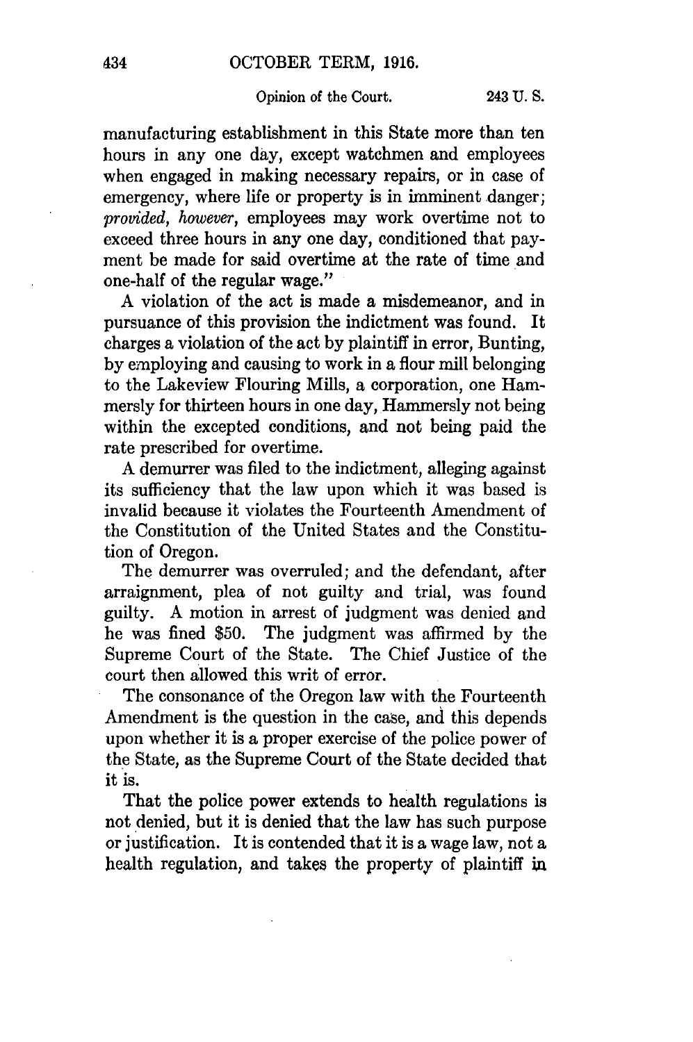manufacturing establishment in this State more than ten hours in any one day, except watchmen and employees when engaged in making necessary repairs, or in case of emergency, where life or property is in imminent danger; *provided, however*, employees may work overtime not to exceed three hours in any one day, conditioned that payment be made for said overtime at the rate of time and one-half of the regular wage."

A violation of the act is made a misdemeanor, and in pursuance of this provision the indictment was found. It charges a violation of the act by plaintiff in error, Bunting, by employing and causing to work in a flour mill belonging to the Lakeview Flouring Mills, a corporation, one Hammersly for thirteen hours in one day, Hammersly not being within the excepted conditions, and not being paid the rate prescribed for overtime.

A demurrer was filed to the indictment, alleging against its sufficiency that the law upon which it was based is invalid because it violates the Fourteenth Amendment of the Constitution of the United States and the Constitution of Oregon.

The demurrer was overruled; and the defendant, after arraignment, plea of not guilty and trial, was found guilty. A motion in arrest of judgment was denied and he was fined $50. The judgment was affirmed by the Supreme Court of the State. The Chief Justice of the court then allowed this writ of error.

The consonance of the Oregon law with the Fourteenth Amendment is the question in the case, and this depends upon whether it is a proper exercise of the police power of the State, as the Supreme Court of the State decided that it is.

That the police power extends to health regulations is not denied, but it is denied that the law has such purpose or justification. It is contended that it is a wage law, not a health regulation, and takes the property of plaintiff in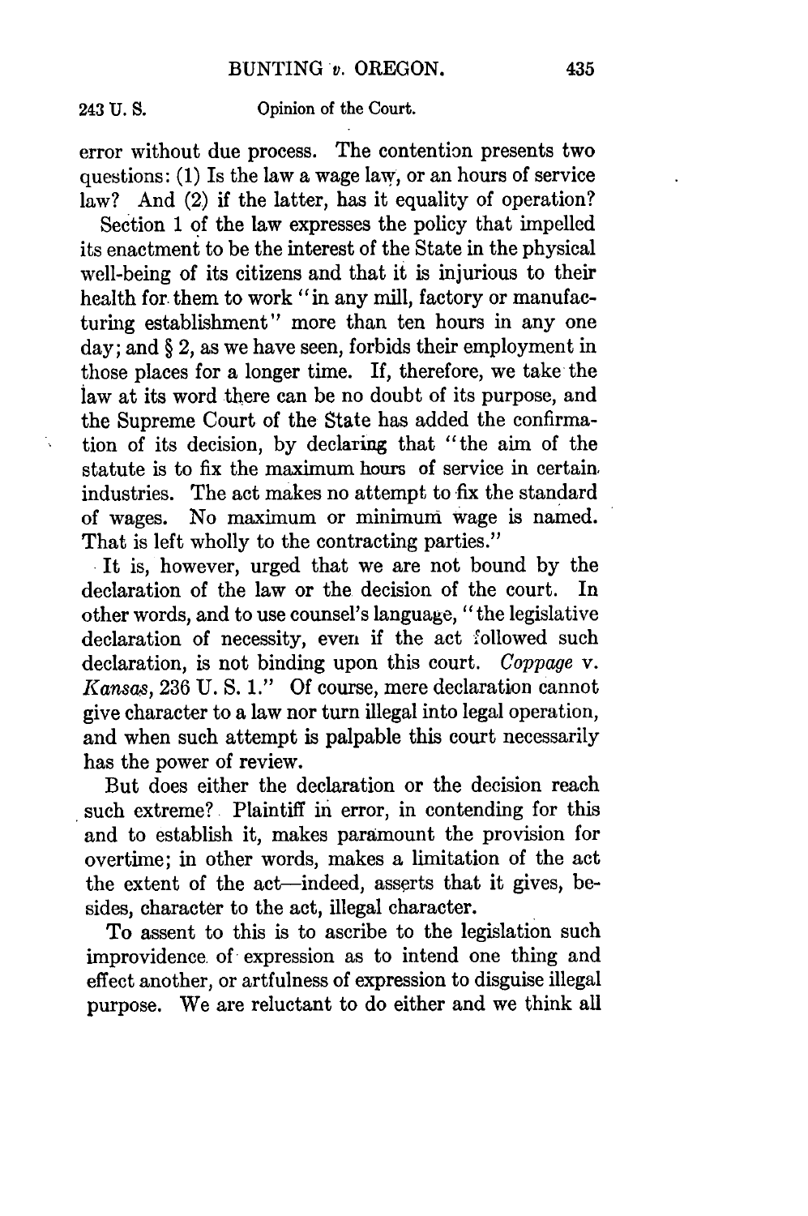error without due process. The contention presents two questions: (1) Is the law a wage law, or an hours of service law? And (2) if the latter, has it equality of operation?

Section 1 of the law expresses the policy that impelled its enactment to be the interest of the State in the physical well-being of its citizens and that it is injurious to their health for them to work "in any mill, factory or manufacturing establishment" more than ten hours in any one day; and § 2, as we have seen, forbids their employment in those places for a longer time. If, therefore, we take the law at its word there can be no doubt of its purpose, and the Supreme Court of the State has added the confirmation of its decision, by declaring that "the aim of the statute is to fix the maximum hours of service in certain industries. The act makes no attempt to fix the standard of wages. No maximum or minimum wage is named. That is left wholly to the contracting parties."

It is, however, urged that we are not bound by the declaration of the law or the decision of the court. In other words, and to use counsel's language, "the legislative declaration of necessity, even if the act followed such declaration, is not binding upon this court. *Coppage* v. *Kansas*, 236 U. S. 1." Of course, mere declaration cannot give character to a law nor turn illegal into legal operation, and when such attempt is palpable this court necessarily has the power of review.

But does either the declaration or the decision reach such extreme? Plaintiff in error, in contending for this and to establish it, makes paramount the provision for overtime; in other words, makes a limitation of the act the extent of the act—indeed, asserts that it gives, besides, character to the act, illegal character.

To assent to this is to ascribe to the legislation such improvidence of expression as to intend one thing and effect another, or artfulness of expression to disguise illegal purpose. We are reluctant to do either and we think all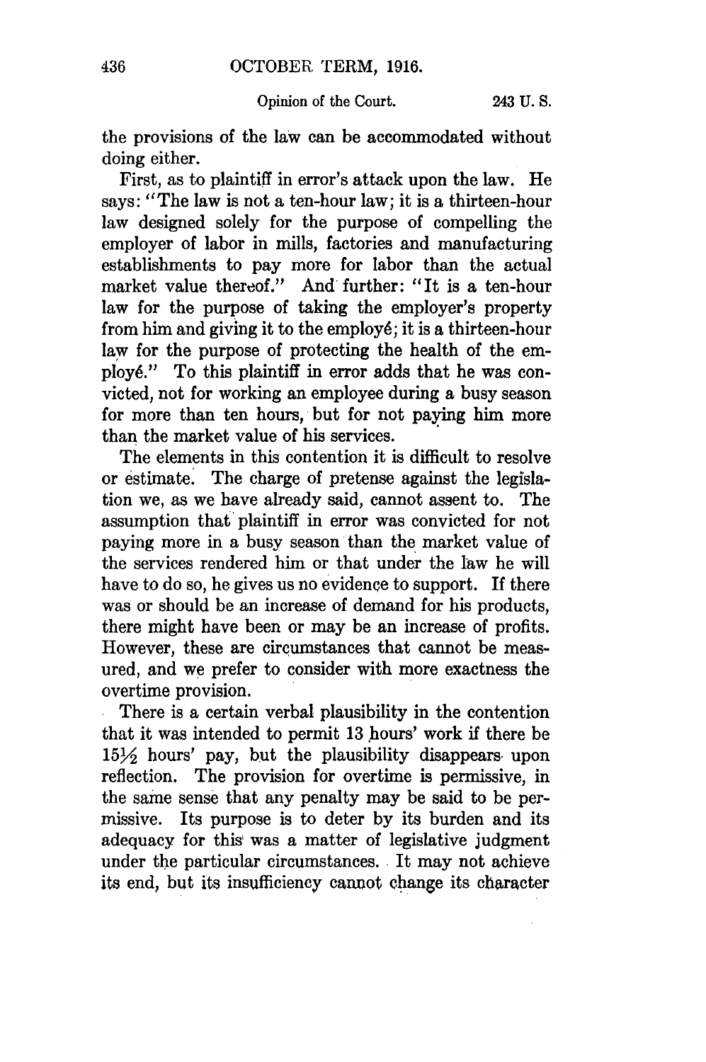the provisions of the law can be accommodated without doing either.

First, as to plaintiff in error's attack upon the law. He says: "The law is not a ten-hour law; it is a thirteen-hour law designed solely for the purpose of compelling the employer of labor in mills, factories and manufacturing establishments to pay more for labor than the actual market value thereof." And further: "It is a ten-hour law for the purpose of taking the employer's property from him and giving it to the employé; it is a thirteen-hour law for the purpose of protecting the health of the employé." To this plaintiff in error adds that he was convicted, not for working an employee during a busy season for more than ten hours, but for not paying him more than the market value of his services.

The elements in this contention it is difficult to resolve or estimate. The charge of pretense against the legislation we, as we have already said, cannot assent to. The assumption that plaintiff in error was convicted for not paying more in a busy season than the market value of the services rendered him or that under the law he will have to do so, he gives us no evidence to support. If there was or should be an increase of demand for his products, there might have been or may be an increase of profits. However, these are circumstances that cannot be measured, and we prefer to consider with more exactness the overtime provision.

There is a certain verbal plausibility in the contention that it was intended to permit 13 hours' work if there be 15½ hours' pay, but the plausibility disappears upon reflection. The provision for overtime is permissive, in the same sense that any penalty may be said to be permissive. Its purpose is to deter by its burden and its adequacy for this was a matter of legislative judgment under the particular circumstances. It may not achieve its end, but its insufficiency cannot change its character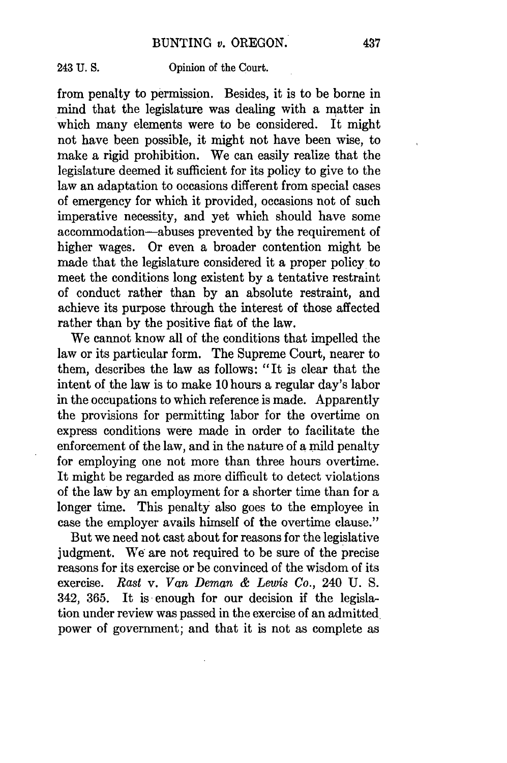from penalty to permission. Besides, it is to be borne in mind that the legislature was dealing with a matter in which many elements were to be considered. It might not have been possible, it might not have been wise, to make a rigid prohibition. We can easily realize that the legislature deemed it sufficient for its policy to give to the law an adaptation to occasions different from special cases of emergency for which it provided, occasions not of such imperative necessity, and yet which should have some accommodation—abuses prevented by the requirement of higher wages. Or even a broader contention might be made that the legislature considered it a proper policy to meet the conditions long existent by a tentative restraint of conduct rather than by an absolute restraint, and achieve its purpose through the interest of those affected rather than by the positive fiat of the law.

We cannot know all of the conditions that impelled the law or its particular form. The Supreme Court, nearer to them, describes the law as follows: "It is clear that the intent of the law is to make 10 hours a regular day's labor in the occupations to which reference is made. Apparently the provisions for permitting labor for the overtime on express conditions were made in order to facilitate the enforcement of the law, and in the nature of a mild penalty for employing one not more than three hours overtime. It might be regarded as more difficult to detect violations of the law by an employment for a shorter time than for a longer time. This penalty also goes to the employee in case the employer avails himself of the overtime clause."

But we need not cast about for reasons for the legislative judgment. We are not required to be sure of the precise reasons for its exercise or be convinced of the wisdom of its exercise. *Rast* v. *Van Deman & Lewis Co.*, 240 U. S. 342, 365. It is enough for our decision if the legislation under review was passed in the exercise of an admitted power of government; and that it is not as complete as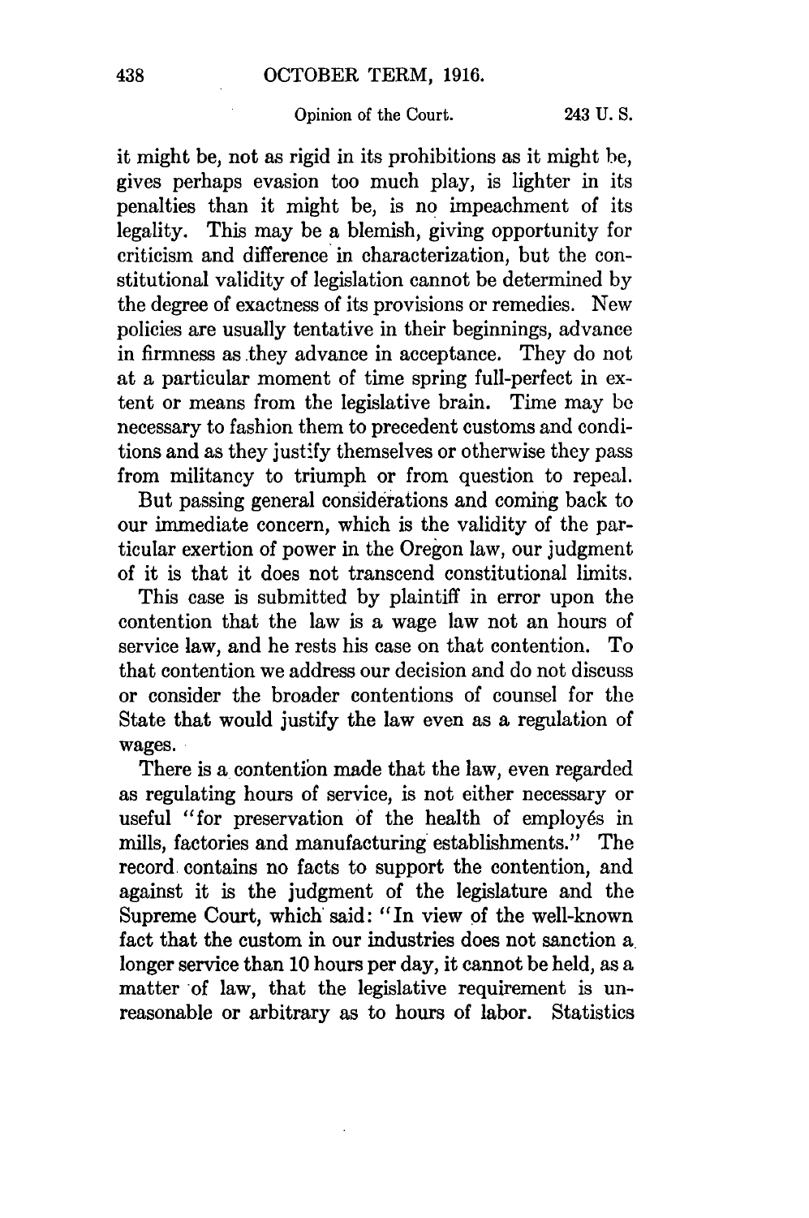it might be, not as rigid in its prohibitions as it might be, gives perhaps evasion too much play, is lighter in its penalties than it might be, is no impeachment of its legality. This may be a blemish, giving opportunity for criticism and difference in characterization, but the constitutional validity of legislation cannot be determined by the degree of exactness of its provisions or remedies. New policies are usually tentative in their beginnings, advance in firmness as they advance in acceptance. They do not at a particular moment of time spring full-perfect in extent or means from the legislative brain. Time may be necessary to fashion them to precedent customs and conditions and as they justify themselves or otherwise they pass from militancy to triumph or from question to repeal.

But passing general considerations and coming back to our immediate concern, which is the validity of the particular exertion of power in the Oregon law, our judgment of it is that it does not transcend constitutional limits.

This case is submitted by plaintiff in error upon the contention that the law is a wage law not an hours of service law, and he rests his case on that contention. To that contention we address our decision and do not discuss or consider the broader contentions of counsel for the State that would justify the law even as a regulation of wages.

There is a contention made that the law, even regarded as regulating hours of service, is not either necessary or useful "for preservation of the health of employés in mills, factories and manufacturing establishments." The record contains no facts to support the contention, and against it is the judgment of the legislature and the Supreme Court, which said: "In view of the well-known fact that the custom in our industries does not sanction a longer service than 10 hours per day, it cannot be held, as a matter of law, that the legislative requirement is unreasonable or arbitrary as to hours of labor. Statistics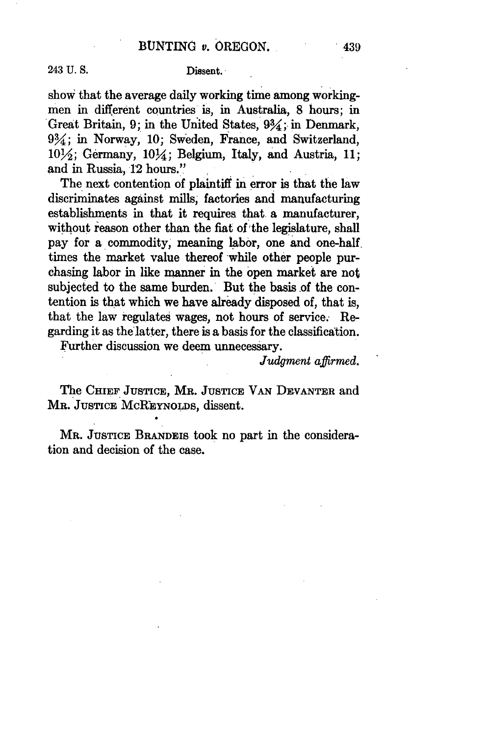show that the average daily working time among workingmen in different countries is, in Australia, 8 hours; in Great Britain, 9; in the United States, 9¾; in Denmark, 9¾; in Norway, 10; Sweden, France, and Switzerland, 10½; Germany, 10¼; Belgium, Italy, and Austria, 11; and in Russia, 12 hours."

The next contention of plaintiff in error is that the law discriminates against mills, factories and manufacturing establishments in that it requires that a manufacturer, without reason other than the fiat of the legislature, shall pay for a commodity, meaning labor, one and one-half times the market value thereof while other people purchasing labor in like manner in the open market are not subjected to the same burden. But the basis of the contention is that which we have already disposed of, that is, that the law regulates wages, not hours of service. Regarding it as the latter, there is a basis for the classification.

Further discussion we deem unnecessary.

*Judgment affirmed.*

THE CHIEF JUSTICE, MR. JUSTICE VAN DEVANTER and MR. JUSTICE MCREYNOLDS, dissent.

MR. JUSTICE BRANDEIS took no part in the consideration and decision of the case.